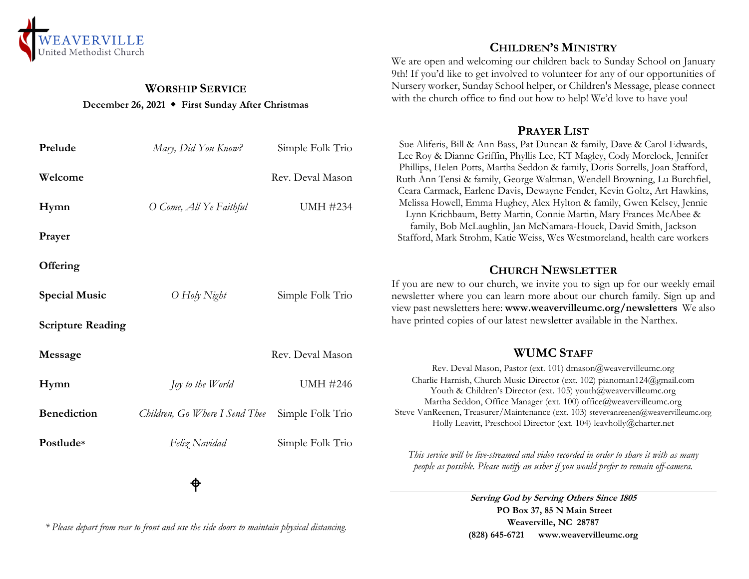WEAVERVILLE
United Methodist Church

## WORSHIP SERVICE

**December 26, 2021 ◆ First Sunday After Christmas**

| | | |
|---|---|---|
| **Prelude** | *Mary, Did You Know?* | Simple Folk Trio |
| **Welcome** | | Rev. Deval Mason |
| **Hymn** | *O Come, All Ye Faithful* | UMH #234 |
| **Prayer** | | |
| **Offering** | | |
| **Special Music** | *O Holy Night* | Simple Folk Trio |
| **Scripture Reading** | | |
| **Message** | | Rev. Deval Mason |
| **Hymn** | *Joy to the World* | UMH #246 |
| **Benediction** | *Children, Go Where I Send Thee* | Simple Folk Trio |
| **Postlude*** | *Feliz Navidad* | Simple Folk Trio |

*\* Please depart from rear to front and use the side doors to maintain physical distancing.*

## CHILDREN'S MINISTRY

We are open and welcoming our children back to Sunday School on January 9th! If you'd like to get involved to volunteer for any of our opportunities of Nursery worker, Sunday School helper, or Children's Message, please connect with the church office to find out how to help! We'd love to have you!

## PRAYER LIST

Sue Aliferis, Bill & Ann Bass, Pat Duncan & family, Dave & Carol Edwards, Lee Roy & Dianne Griffin, Phyllis Lee, KT Magley, Cody Morelock, Jennifer Phillips, Helen Potts, Martha Seddon & family, Doris Sorrells, Joan Stafford, Ruth Ann Tensi & family, George Waltman, Wendell Browning, Lu Burchfiel, Ceara Carmack, Earlene Davis, Dewayne Fender, Kevin Goltz, Art Hawkins, Melissa Howell, Emma Hughey, Alex Hylton & family, Gwen Kelsey, Jennie Lynn Krichbaum, Betty Martin, Connie Martin, Mary Frances McAbee & family, Bob McLaughlin, Jan McNamara-Houck, David Smith, Jackson Stafford, Mark Strohm, Katie Weiss, Wes Westmoreland, health care workers

## CHURCH NEWSLETTER

If you are new to our church, we invite you to sign up for our weekly email newsletter where you can learn more about our church family. Sign up and view past newsletters here: **www.weavervilleumc.org/newsletters** We also have printed copies of our latest newsletter available in the Narthex.

## WUMC STAFF

Rev. Deval Mason, Pastor (ext. 101) dmason@weavervilleumc.org
Charlie Harnish, Church Music Director (ext. 102) pianoman124@gmail.com
Youth & Children's Director (ext. 105) youth@weavervilleumc.org
Martha Seddon, Office Manager (ext. 100) office@weavervilleumc.org
Steve VanReenen, Treasurer/Maintenance (ext. 103) stevevanreenen@weavervilleumc.org
Holly Leavitt, Preschool Director (ext. 104) leavholly@charter.net

*This service will be live-streamed and video recorded in order to share it with as many people as possible. Please notify an usher if you would prefer to remain off-camera.*

***Serving God by Serving Others Since 1805***
**PO Box 37, 85 N Main Street**
**Weaverville, NC 28787**
**(828) 645-6721 www.weavervilleumc.org**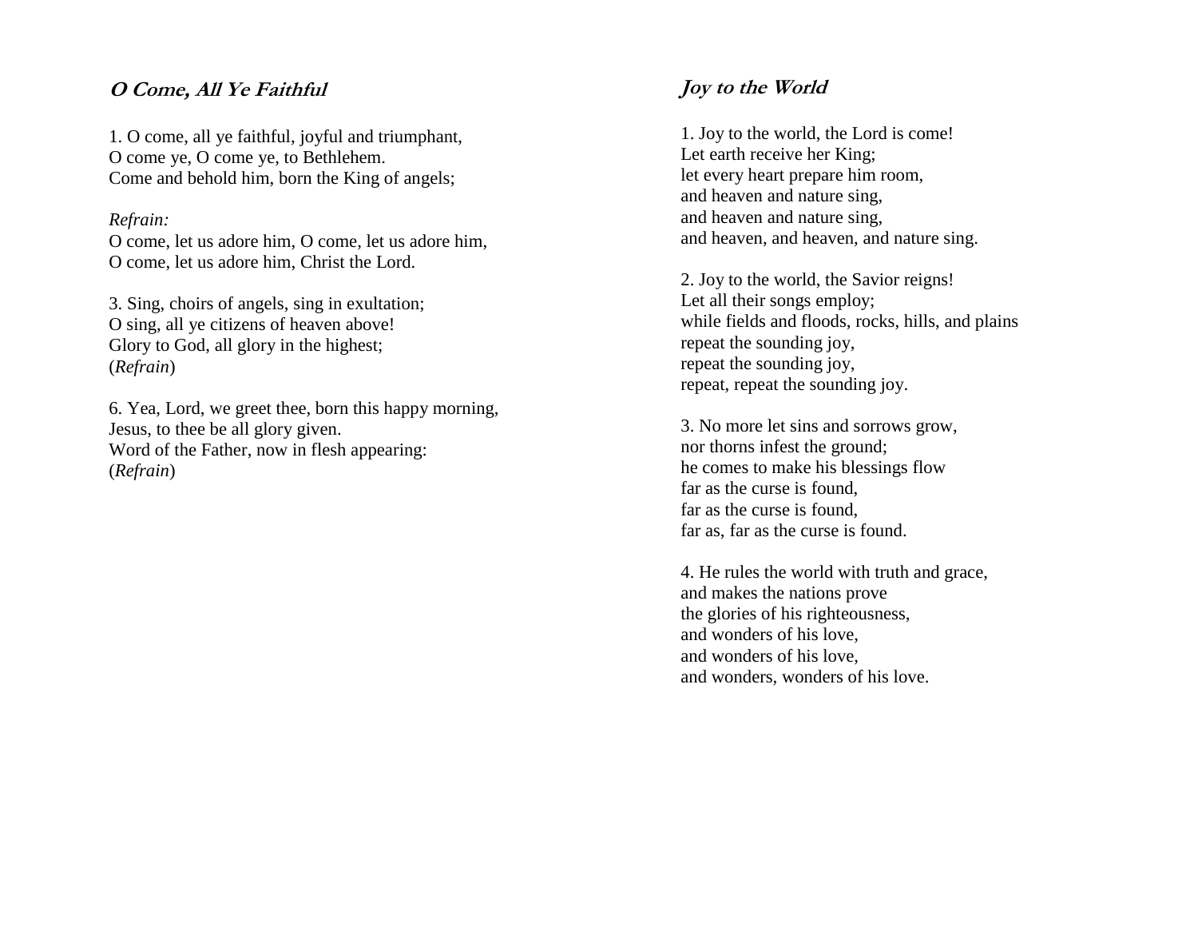## *O Come, All Ye Faithful*

1. O come, all ye faithful, joyful and triumphant,
O come ye, O come ye, to Bethlehem.
Come and behold him, born the King of angels;

*Refrain:*
O come, let us adore him, O come, let us adore him,
O come, let us adore him, Christ the Lord.

3. Sing, choirs of angels, sing in exultation;
O sing, all ye citizens of heaven above!
Glory to God, all glory in the highest;
(*Refrain*)

6. Yea, Lord, we greet thee, born this happy morning,
Jesus, to thee be all glory given.
Word of the Father, now in flesh appearing:
(*Refrain*)

## *Joy to the World*

1. Joy to the world, the Lord is come!
Let earth receive her King;
let every heart prepare him room,
and heaven and nature sing,
and heaven and nature sing,
and heaven, and heaven, and nature sing.

2. Joy to the world, the Savior reigns!
Let all their songs employ;
while fields and floods, rocks, hills, and plains
repeat the sounding joy,
repeat the sounding joy,
repeat, repeat the sounding joy.

3. No more let sins and sorrows grow,
nor thorns infest the ground;
he comes to make his blessings flow
far as the curse is found,
far as the curse is found,
far as, far as the curse is found.

4. He rules the world with truth and grace,
and makes the nations prove
the glories of his righteousness,
and wonders of his love,
and wonders of his love,
and wonders, wonders of his love.